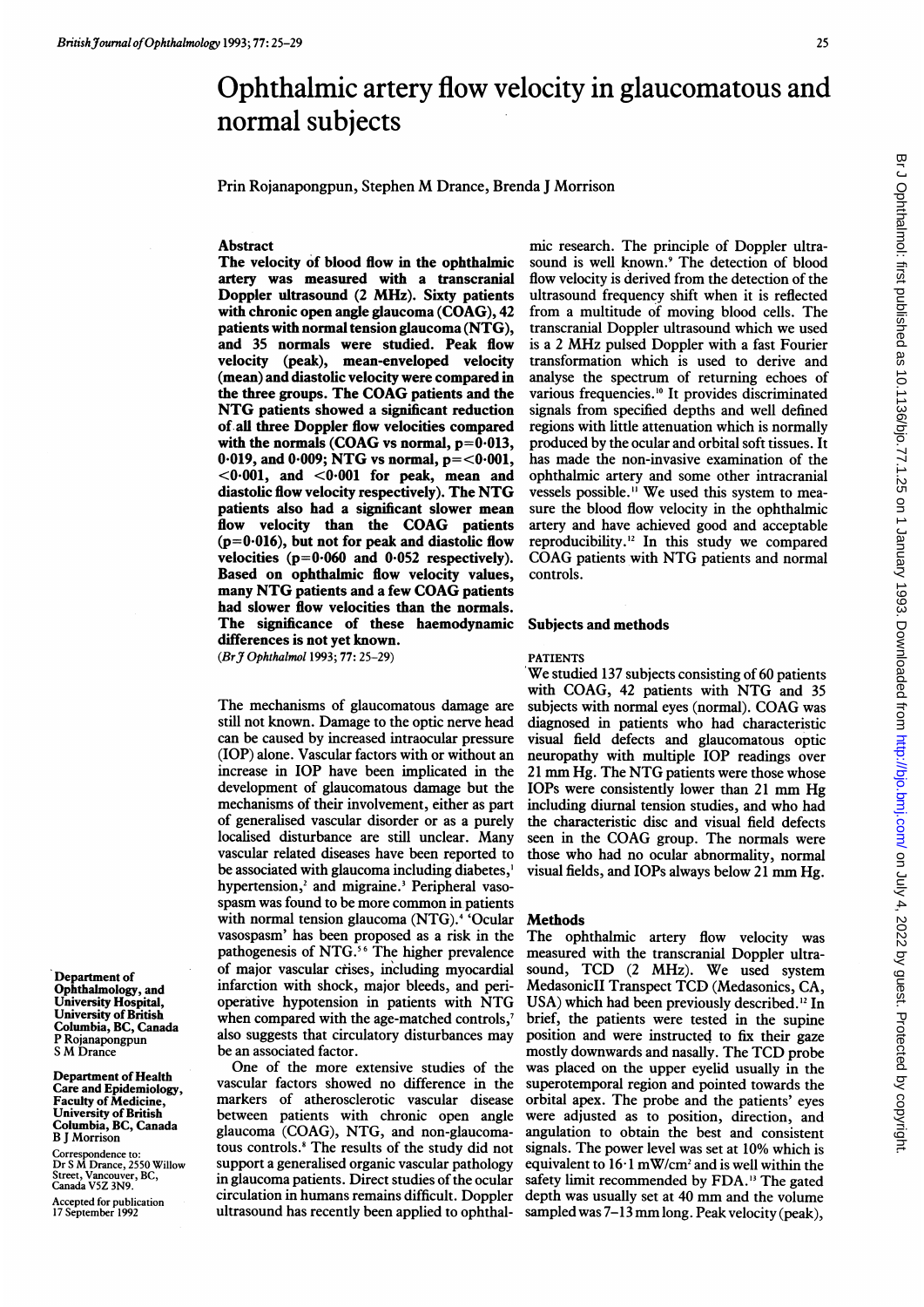# Ophthalmic artery flow velocity in glaucomatous and normal subjects

Prin Rojanapongpun, Stephen M Drance, Brenda J Morrison

## Abstract

**The velocity of blood flow in the ophthalmic artery was measured with a transcranial Doppler ultrasound (2 MHz). Sixty patients with chronic open angle glaucoma (COAG), 42 patients with normal tension glaucoma (NTG), and 35 normals were studied. Peak flow velocity (peak), mean-enveloped velocity (mean) and diastolic velocity were compared in the three groups. The COAG patients and the NTG patients showed a significant reduction of all three Doppler flow velocities compared with the normals (COAG vs normal, $p=0{\cdot}013$, $0{\cdot}019$, and $0{\cdot}009$; NTG vs normal, $p=<0{\cdot}001$, $<0{\cdot}001$, and $<0{\cdot}001$ for peak, mean and diastolic flow velocity respectively). The NTG patients also had a significant slower mean flow velocity than the COAG patients ($p=0{\cdot}016$), but not for peak and diastolic flow velocities ($p=0{\cdot}060$ and $0{\cdot}052$ respectively). Based on ophthalmic flow velocity values, many NTG patients and a few COAG patients had slower flow velocities than the normals. The significance of these haemodynamic differences is not yet known.**

(*Br J Ophthalmol* 1993; **77**: 25–29)

The mechanisms of glaucomatous damage are still not known. Damage to the optic nerve head can be caused by increased intraocular pressure (IOP) alone. Vascular factors with or without an increase in IOP have been implicated in the development of glaucomatous damage but the mechanisms of their involvement, either as part of generalised vascular disorder or as a purely localised disturbance are still unclear. Many vascular related diseases have been reported to be associated with glaucoma including diabetes,[1] hypertension,[2] and migraine.[3] Peripheral vasospasm was found to be more common in patients with normal tension glaucoma (NTG).[4] 'Ocular vasospasm' has been proposed as a risk in the pathogenesis of NTG.[5,6] The higher prevalence of major vascular crises, including myocardial infarction with shock, major bleeds, and perioperative hypotension in patients with NTG when compared with the age-matched controls,[7] also suggests that circulatory disturbances may be an associated factor.

One of the more extensive studies of the vascular factors showed no difference in the markers of atherosclerotic vascular disease between patients with chronic open angle glaucoma (COAG), NTG, and non-glaucomatous controls.[8] The results of the study did not support a generalised organic vascular pathology in glaucoma patients. Direct studies of the ocular circulation in humans remains difficult. Doppler ultrasound has recently been applied to ophthalmic research. The principle of Doppler ultrasound is well known.[9] The detection of blood flow velocity is derived from the detection of the ultrasound frequency shift when it is reflected from a multitude of moving blood cells. The transcranial Doppler ultrasound which we used is a 2 MHz pulsed Doppler with a fast Fourier transformation which is used to derive and analyse the spectrum of returning echoes of various frequencies.[10] It provides discriminated signals from specified depths and well defined regions with little attenuation which is normally produced by the ocular and orbital soft tissues. It has made the non-invasive examination of the ophthalmic artery and some other intracranial vessels possible.[11] We used this system to measure the blood flow velocity in the ophthalmic artery and have achieved good and acceptable reproducibility.[12] In this study we compared COAG patients with NTG patients and normal controls.

Department of Ophthalmology, and University Hospital, University of British Columbia, BC, Canada
P Rojanapongpun
S M Drance

Department of Health Care and Epidemiology, Faculty of Medicine, University of British Columbia, BC, Canada
B J Morrison

Correspondence to: Dr S M Drance, 2550 Willow Street, Vancouver, BC, Canada V5Z 3N9.

Accepted for publication 17 September 1992

## Subjects and methods

### PATIENTS

We studied 137 subjects consisting of 60 patients with COAG, 42 patients with NTG and 35 subjects with normal eyes (normal). COAG was diagnosed in patients who had characteristic visual field defects and glaucomatous optic neuropathy with multiple IOP readings over 21 mm Hg. The NTG patients were those whose IOPs were consistently lower than 21 mm Hg including diurnal tension studies, and who had the characteristic disc and visual field defects seen in the COAG group. The normals were those who had no ocular abnormality, normal visual fields, and IOPs always below 21 mm Hg.

## Methods

The ophthalmic artery flow velocity was measured with the transcranial Doppler ultrasound, TCD (2 MHz). We used system MedasonicII Transpect TCD (Medasonics, CA, USA) which had been previously described.[12] In brief, the patients were tested in the supine position and were instructed to fix their gaze mostly downwards and nasally. The TCD probe was placed on the upper eyelid usually in the superotemporal region and pointed towards the orbital apex. The probe and the patients' eyes were adjusted as to position, direction, and angulation to obtain the best and consistent signals. The power level was set at 10% which is equivalent to $16{\cdot}1$ mW/cm$^2$ and is well within the safety limit recommended by FDA.[13] The gated depth was usually set at 40 mm and the volume sampled was 7–13 mm long. Peak velocity (peak),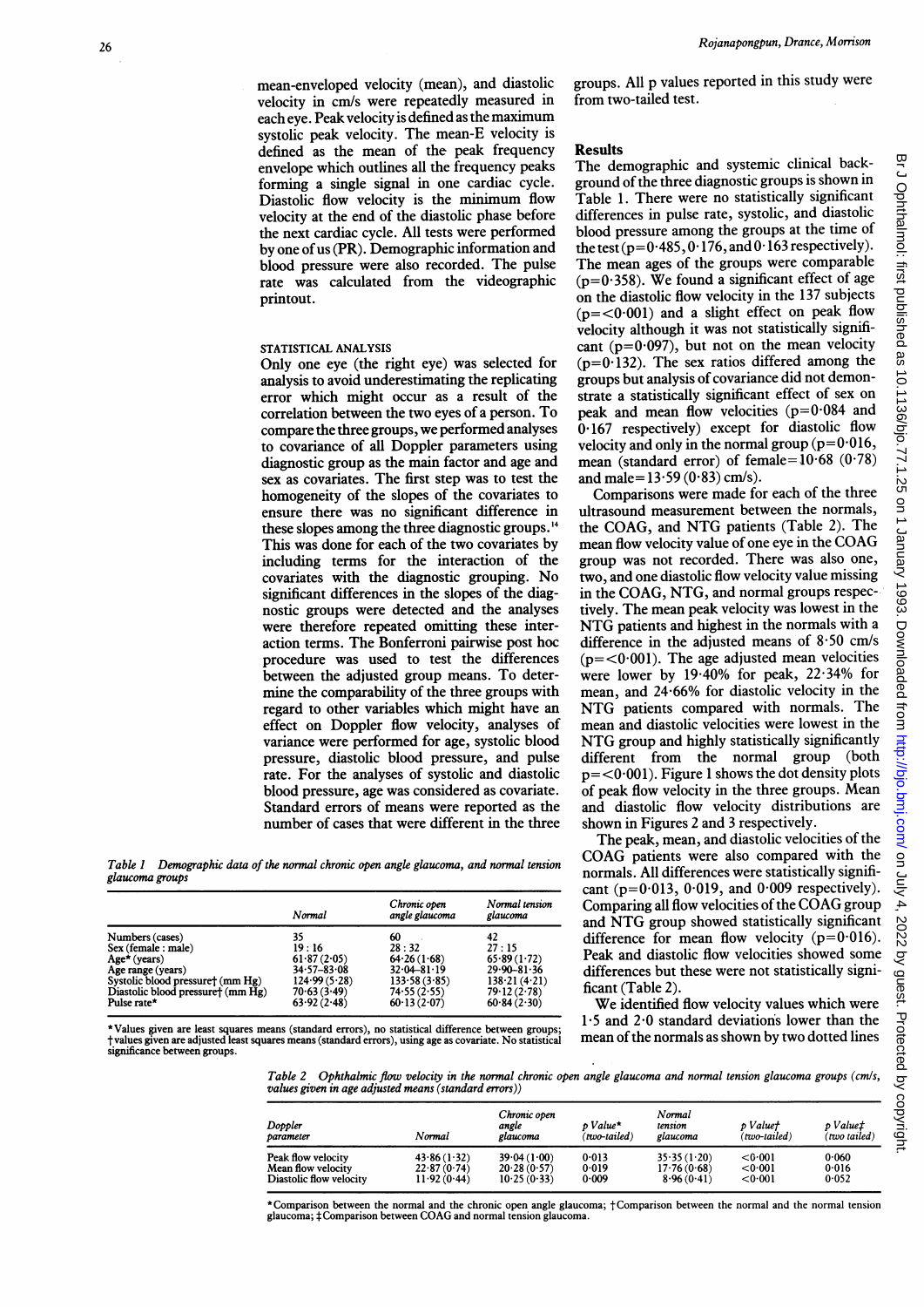mean-enveloped velocity (mean), and diastolic velocity in cm/s were repeatedly measured in each eye. Peak velocity is defined as the maximum systolic peak velocity. The mean-E velocity is defined as the mean of the peak frequency envelope which outlines all the frequency peaks forming a single signal in one cardiac cycle. Diastolic flow velocity is the minimum flow velocity at the end of the diastolic phase before the next cardiac cycle. All tests were performed by one of us (PR). Demographic information and blood pressure were also recorded. The pulse rate was calculated from the videographic printout.

### STATISTICAL ANALYSIS

Only one eye (the right eye) was selected for analysis to avoid underestimating the replicating error which might occur as a result of the correlation between the two eyes of a person. To compare the three groups, we performed analyses to covariance of all Doppler parameters using diagnostic group as the main factor and age and sex as covariates. The first step was to test the homogeneity of the slopes of the covariates to ensure there was no significant difference in these slopes among the three diagnostic groups.[14] This was done for each of the two covariates by including terms for the interaction of the covariates with the diagnostic grouping. No significant differences in the slopes of the diagnostic groups were detected and the analyses were therefore repeated omitting these interaction terms. The Bonferroni pairwise post hoc procedure was used to test the differences between the adjusted group means. To determine the comparability of the three groups with regard to other variables which might have an effect on Doppler flow velocity, analyses of variance were performed for age, systolic blood pressure, diastolic blood pressure, and pulse rate. For the analyses of systolic and diastolic blood pressure, age was considered as covariate. Standard errors of means were reported as the number of cases that were different in the three groups. All p values reported in this study were from two-tailed test.

## Results

The demographic and systemic clinical background of the three diagnostic groups is shown in Table 1. There were no statistically significant differences in pulse rate, systolic, and diastolic blood pressure among the groups at the time of the test ($p=0.485$, $0.176$, and $0.163$ respectively). The mean ages of the groups were comparable ($p=0.358$). We found a significant effect of age on the diastolic flow velocity in the 137 subjects ($p=<0.001$) and a slight effect on peak flow velocity although it was not statistically significant ($p=0.097$), but not on the mean velocity ($p=0.132$). The sex ratios differed among the groups but analysis of covariance did not demonstrate a statistically significant effect of sex on peak and mean flow velocities ($p=0.084$ and $0.167$ respectively) except for diastolic flow velocity and only in the normal group ($p=0.016$, mean (standard error) of female=10·68 (0·78) and male=13·59 (0·83) cm/s).

Comparisons were made for each of the three ultrasound measurement between the normals, the COAG, and NTG patients (Table 2). The mean flow velocity value of one eye in the COAG group was not recorded. There was also one, two, and one diastolic flow velocity value missing in the COAG, NTG, and normal groups respectively. The mean peak velocity was lowest in the NTG patients and highest in the normals with a difference in the adjusted means of 8·50 cm/s ($p=<0.001$). The age adjusted mean velocities were lower by 19·40% for peak, 22·34% for mean, and 24·66% for diastolic velocity in the NTG patients compared with normals. The mean and diastolic velocities were lowest in the NTG group and highly statistically significantly different from the normal group (both $p=<0.001$). Figure 1 shows the dot density plots of peak flow velocity in the three groups. Mean and diastolic flow velocity distributions are shown in Figures 2 and 3 respectively.

The peak, mean, and diastolic velocities of the COAG patients were also compared with the normals. All differences were statistically significant ($p=0.013$, $0.019$, and $0.009$ respectively). Comparing all flow velocities of the COAG group and NTG group showed statistically significant difference for mean flow velocity ($p=0.016$). Peak and diastolic flow velocities showed some differences but these were not statistically significant (Table 2).

We identified flow velocity values which were 1·5 and 2·0 standard deviations lower than the mean of the normals as shown by two dotted lines

*Table 1 Demographic data of the normal chronic open angle glaucoma, and normal tension glaucoma groups*

| | Normal | Chronic open angle glaucoma | Normal tension glaucoma |
|---|---|---|---|
| Numbers (cases) | 35 | 60 | 42 |
| Sex (female : male) | 19 : 16 | 28 : 32 | 27 : 15 |
| Age* (years) | 61·87 (2·05) | 64·26 (1·68) | 65·89 (1·72) |
| Age range (years) | 34·57–83·08 | 32·04–81·19 | 29·90–81·36 |
| Systolic blood pressure† (mm Hg) | 124·99 (5·28) | 133·58 (3·85) | 138·21 (4·21) |
| Diastolic blood pressure† (mm Hg) | 70·63 (3·49) | 74·55 (2·55) | 79·12 (2·78) |
| Pulse rate* | 63·92 (2·48) | 60·13 (2·07) | 60·84 (2·30) |

*Values given are least squares means (standard errors), no statistical difference between groups; †values given are adjusted least squares means (standard errors), using age as covariate. No statistical significance between groups.

*Table 2 Ophthalmic flow velocity in the normal chronic open angle glaucoma and normal tension glaucoma groups (cm/s, values given in age adjusted means (standard errors))*

| Doppler parameter | Normal | Chronic open angle glaucoma | p Value* (two-tailed) | Normal tension glaucoma | p Value† (two-tailed) | p Value‡ (two tailed) |
|---|---|---|---|---|---|---|
| Peak flow velocity | 43·86 (1·32) | 39·04 (1·00) | 0·013 | 35·35 (1·20) | <0·001 | 0·060 |
| Mean flow velocity | 22·87 (0·74) | 20·28 (0·57) | 0·019 | 17·76 (0·68) | <0·001 | 0·016 |
| Diastolic flow velocity | 11·92 (0·44) | 10·25 (0·33) | 0·009 | 8·96 (0·41) | <0·001 | 0·052 |

*Comparison between the normal and the chronic open angle glaucoma; †Comparison between the normal and the normal tension glaucoma; ‡Comparison between COAG and normal tension glaucoma.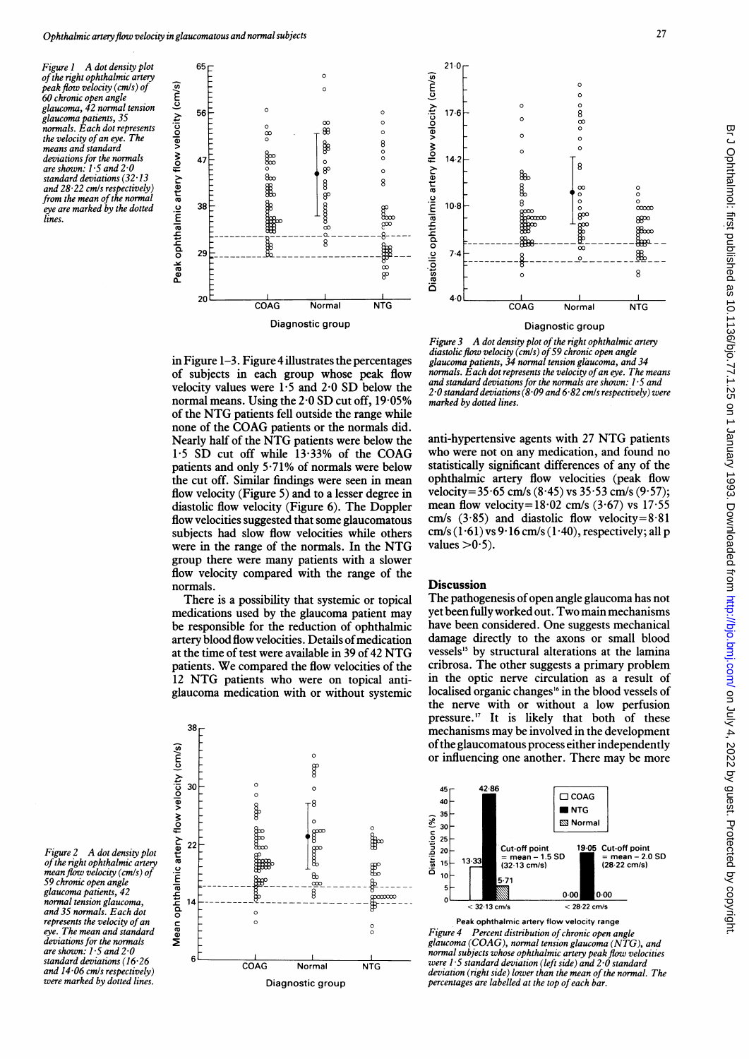Figure 1 A dot density plot of the right ophthalmic artery peak flow velocity (cm/s) of 60 chronic open angle glaucoma, 42 normal tension glaucoma patients, 35 normals. Each dot represents the velocity of an eye. The means and standard deviations for the normals are shown: 1·5 and 2·0 standard deviations (32·13 and 28·22 cm/s respectively) from the mean of the normal eye are marked by the dotted lines.

Figure 3 A dot density plot of the right ophthalmic artery diastolic flow velocity (cm/s) of 59 chronic open angle glaucoma patients, 34 normal tension glaucoma, and 34 normals. Each dot represents the velocity of an eye. The means and standard deviations for the normals are shown: 1·5 and 2·0 standard deviations (8·09 and 6·82 cm/s respectively) were marked by dotted lines.

in Figure 1–3. Figure 4 illustrates the percentages of subjects in each group whose peak flow velocity values were 1·5 and 2·0 SD below the normal means. Using the 2·0 SD cut off, 19·05% of the NTG patients fell outside the range while none of the COAG patients or the normals did. Nearly half of the NTG patients were below the 1·5 SD cut off while 13·33% of the COAG patients and only 5·71% of normals were below the cut off. Similar findings were seen in mean flow velocity (Figure 5) and to a lesser degree in diastolic flow velocity (Figure 6). The Doppler flow velocities suggested that some glaucomatous subjects had slow flow velocities while others were in the range of the normals. In the NTG group there were many patients with a slower flow velocity compared with the range of the normals.

There is a possibility that systemic or topical medications used by the glaucoma patient may be responsible for the reduction of ophthalmic artery blood flow velocities. Details of medication at the time of test were available in 39 of 42 NTG patients. We compared the flow velocities of the 12 NTG patients who were on topical anti-glaucoma medication with or without systemic anti-hypertensive agents with 27 NTG patients who were not on any medication, and found no statistically significant differences of any of the ophthalmic artery flow velocities (peak flow velocity=35·65 cm/s (8·45) vs 35·53 cm/s (9·57); mean flow velocity=18·02 cm/s (3·67) vs 17·55 cm/s (3·85) and diastolic flow velocity=8·81 cm/s (1·61) vs 9·16 cm/s (1·40), respectively; all p values >0·5).

## Discussion

The pathogenesis of open angle glaucoma has not yet been fully worked out. Two main mechanisms have been considered. One suggests mechanical damage directly to the axons or small blood vessels[15] by structural alterations at the lamina cribrosa. The other suggests a primary problem in the optic nerve circulation as a result of localised organic changes[16] in the blood vessels of the nerve with or without a low perfusion pressure.[17] It is likely that both of these mechanisms may be involved in the development of the glaucomatous process either independently or influencing one another. There may be more

Figure 2 A dot density plot of the right ophthalmic artery mean flow velocity (cm/s) of 59 chronic open angle glaucoma patients, 42 normal tension glaucoma, and 35 normals. Each dot represents the velocity of an eye. The mean and standard deviations for the normals are shown: 1·5 and 2·0 standard deviations (16·26 and 14·06 cm/s respectively) were marked by dotted lines.

Figure 4 Percent distribution of chronic open angle glaucoma (COAG), normal tension glaucoma (NTG), and normal subjects whose ophthalmic artery peak flow velocities were 1·5 standard deviation (left side) and 2·0 standard deviation (right side) lower than the mean of the normal. The percentages are labelled at the top of each bar.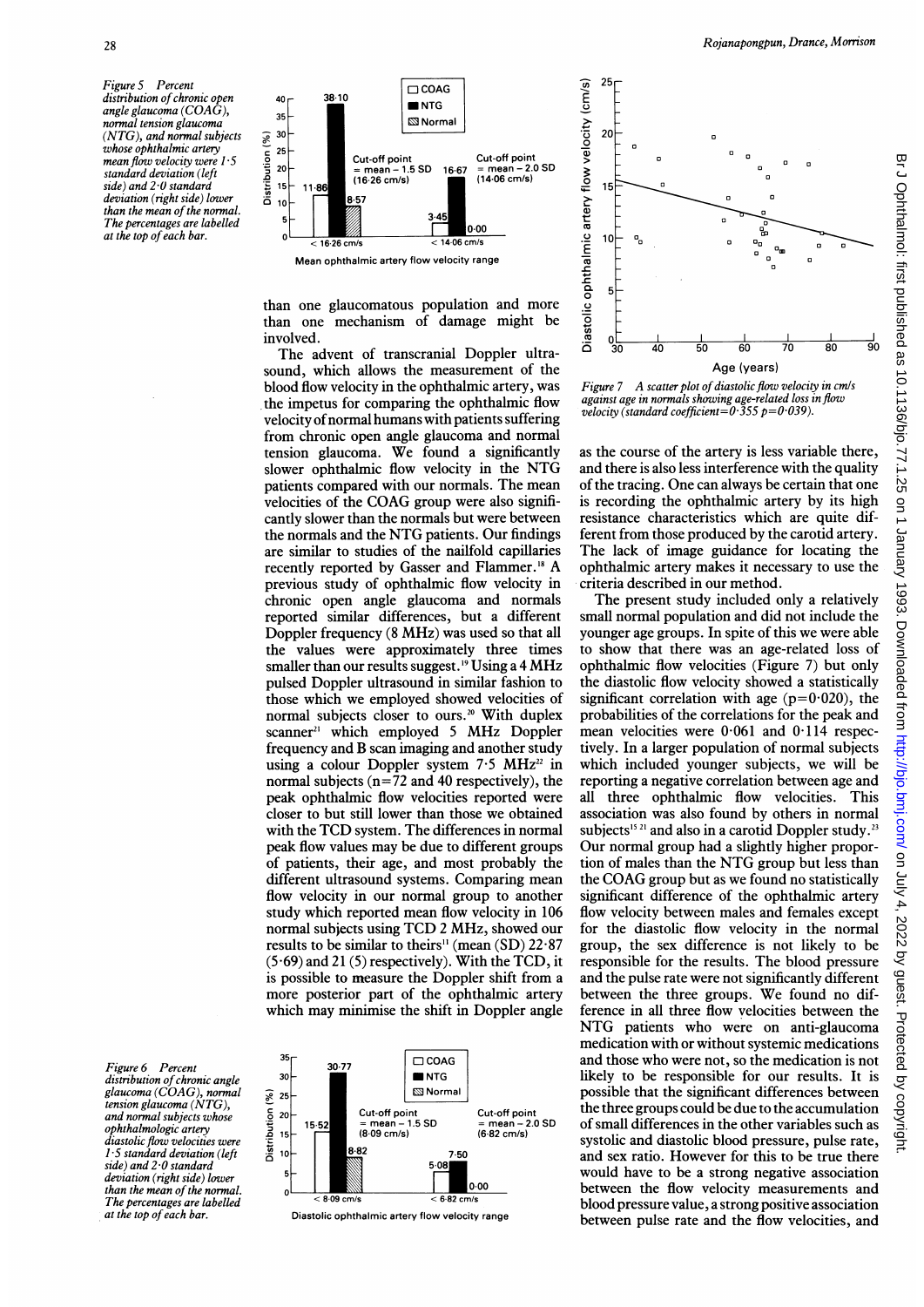*Figure 5 Percent distribution of chronic open angle glaucoma (COAG), normal tension glaucoma (NTG), and normal subjects whose ophthalmic artery mean flow velocity were 1·5 standard deviation (left side) and 2·0 standard deviation (right side) lower than the mean of the normal. The percentages are labelled at the top of each bar.*

Distribution (%)
COAG
NTG
Normal
38·10
11·86
8·57
Cut-off point = mean – 1·5 SD (16·26 cm/s)
16·67
3·45
0·00
Cut-off point = mean – 2·0 SD (14·06 cm/s)
< 16·26 cm/s
< 14·06 cm/s
Mean ophthalmic artery flow velocity range

than one glaucomatous population and more than one mechanism of damage might be involved.

The advent of transcranial Doppler ultrasound, which allows the measurement of the blood flow velocity in the ophthalmic artery, was the impetus for comparing the ophthalmic flow velocity of normal humans with patients suffering from chronic open angle glaucoma and normal tension glaucoma. We found a significantly slower ophthalmic flow velocity in the NTG patients compared with our normals. The mean velocities of the COAG group were also significantly slower than the normals but were between the normals and the NTG patients. Our findings are similar to studies of the nailfold capillaries recently reported by Gasser and Flammer.[18] A previous study of ophthalmic flow velocity in chronic open angle glaucoma and normals reported similar differences, but a different Doppler frequency (8 MHz) was used so that all the values were approximately three times smaller than our results suggest.[19] Using a 4 MHz pulsed Doppler ultrasound in similar fashion to those which we employed showed velocities of normal subjects closer to ours.[20] With duplex scanner[21] which employed 5 MHz Doppler frequency and B scan imaging and another study using a colour Doppler system 7·5 MHz[22] in normal subjects (n=72 and 40 respectively), the peak ophthalmic flow velocities reported were closer to but still lower than those we obtained with the TCD system. The differences in normal peak flow values may be due to different groups of patients, their age, and most probably the different ultrasound systems. Comparing mean flow velocity in our normal group to another study which reported mean flow velocity in 106 normal subjects using TCD 2 MHz, showed our results to be similar to theirs[11] (mean (SD) 22·87 (5·69) and 21 (5) respectively). With the TCD, it is possible to measure the Doppler shift from a more posterior part of the ophthalmic artery which may minimise the shift in Doppler angle

*Figure 6 Percent distribution of chronic angle glaucoma (COAG), normal tension glaucoma (NTG), and normal subjects whose ophthalmologic artery diastolic flow velocities were 1·5 standard deviation (left side) and 2·0 standard deviation (right side) lower than the mean of the normal. The percentages are labelled at the top of each bar.*

Distribution (%)
COAG
NTG
Normal
30·77
15·52
8·82
Cut-off point = mean – 1·5 SD (8·09 cm/s)
7·50
5·08
0·00
Cut-off point = mean – 2·0 SD (6·82 cm/s)
< 8·09 cm/s
< 6·82 cm/s
Diastolic ophthalmic artery flow velocity range

Diastolic ophthalmic artery flow velocity (cm/s)
Age (years)

*Figure 7 A scatter plot of diastolic flow velocity in cm/s against age in normals showing age-related loss in flow velocity (standard coefficient=0·355 p=0·039).*

as the course of the artery is less variable there, and there is also less interference with the quality of the tracing. One can always be certain that one is recording the ophthalmic artery by its high resistance characteristics which are quite different from those produced by the carotid artery. The lack of image guidance for locating the ophthalmic artery makes it necessary to use the criteria described in our method.

The present study included only a relatively small normal population and did not include the younger age groups. In spite of this we were able to show that there was an age-related loss of ophthalmic flow velocities (Figure 7) but only the diastolic flow velocity showed a statistically significant correlation with age (p=0·020), the probabilities of the correlations for the peak and mean velocities were 0·061 and 0·114 respectively. In a larger population of normal subjects which included younger subjects, we will be reporting a negative correlation between age and all three ophthalmic flow velocities. This association was also found by others in normal subjects[15,21] and also in a carotid Doppler study.[23] Our normal group had a slightly higher proportion of males than the NTG group but less than the COAG group but as we found no statistically significant difference of the ophthalmic artery flow velocity between males and females except for the diastolic flow velocity in the normal group, the sex difference is not likely to be responsible for the results. The blood pressure and the pulse rate were not significantly different between the three groups. We found no difference in all three flow velocities between the NTG patients who were on anti-glaucoma medication with or without systemic medications and those who were not, so the medication is not likely to be responsible for our results. It is possible that the significant differences between the three groups could be due to the accumulation of small differences in the other variables such as systolic and diastolic blood pressure, pulse rate, and sex ratio. However for this to be true there would have to be a strong negative association between the flow velocity measurements and blood pressure value, a strong positive association between pulse rate and the flow velocities, and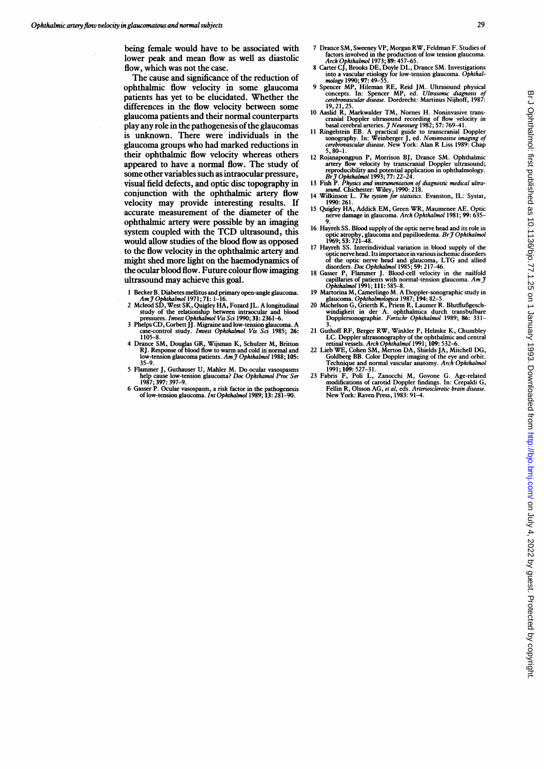being female would have to be associated with lower peak and mean flow as well as diastolic flow, which was not the case.

The cause and significance of the reduction of ophthalmic flow velocity in some glaucoma patients has yet to be elucidated. Whether the differences in the flow velocity between some glaucoma patients and their normal counterparts play any role in the pathogenesis of the glaucomas is unknown. There were individuals in the glaucoma groups who had marked reductions in their ophthalmic flow velocity whereas others appeared to have a normal flow. The study of some other variables such as intraocular pressure, visual field defects, and optic disc topography in conjunction with the ophthalmic artery flow velocity may provide interesting results. If accurate measurement of the diameter of the ophthalmic artery were possible by an imaging system coupled with the TCD ultrasound, this would allow studies of the blood flow as opposed to the flow velocity in the ophthalmic artery and might shed more light on the haemodynamics of the ocular blood flow. Future colour flow imaging ultrasound may achieve this goal.

1 Becker B. Diabetes mellitus and primary open-angle glaucoma. *Am J Ophthalmol* 1971; **71:** 1–16.
2 Mcleod SD, West SK, Quigley HA, Fozard JL. A longitudinal study of the relationship between intraocular and blood pressures. *Invest Ophthalmol Vis Sci* 1990; **31:** 2361–6.
3 Phelps CD, Corbett JJ. Migraine and low-tension glaucoma. A case-control study. *Invest Ophthalmol Vis Sci* 1985; **26:** 1105–8.
4 Drance SM, Douglas GR, Wijsman K, Schulzer M, Britton RJ. Response of blood flow to warm and cold in normal and low-tension glaucoma patients. *Am J Ophthalmol* 1988; **105:** 35–9.
5 Flammer J, Guthauser U, Mahler M. Do ocular vasospasms help cause low-tension glaucoma? *Doc Ophthamol Proc Ser* 1987; **397:** 397–9.
6 Gasser P. Ocular vasospasm, a risk factor in the pathogenesis of low-tension glaucoma. *Int Ophthalmol* 1989; **13:** 281–90.
7 Drance SM, Sweeney VP, Morgan RW, Feldman F. Studies of factors involved in the production of low tension glaucoma. *Arch Ophthalmol* 1973; **89:** 457–65.
8 Carter CJ, Brooks DE, Doyle DL, Drance SM. Investigations into a vascular etiology for low-tension glaucoma. *Ophthalmology* 1990; **97:** 49–55.
9 Spencer MP, Hileman RE, Reid JM. Ultrasound physical concepts. In: Spencer MP, ed. *Ultrasonic diagnosis of cerebrovascular disease.* Dordrecht: Martinus Nijhoff, 1987: 19, 21, 25.
10 Aaslid R, Markwalder TM, Nornes H. Noninvasive transcranial Doppler ultrasound recording of flow velocity in basal cerebral arteries. *J Neurosurg* 1982; **57:** 769–41.
11 Ringelstein EB. A practical guide to transcranial Doppler sonography. In: Weinberger J, ed. *Noninvasive imaging of cerebrovascular disease.* New York: Alan R Liss 1989: Chap 5, 80–1.
12 Rojanapongpun P, Morrison BJ, Drance SM. Ophthalmic artery flow velocity by transcranial Doppler ultrasound; reproducibility and potential application in ophthalmology. *Br J Ophthalmol* 1993; **77:** 22–24.
13 Fish P. *Physics and instrumentation of diagnostic medical ultrasound.* Chichester: Wiley, 1990: 218.
14 Wilkinson L. *The system for statistics.* Evanston, IL: Systat, 1990: 261.
15 Quigley HA, Addick EM, Green WR, Maumenee AE. Optic nerve damage in glaucoma. *Arch Ophthalmol* 1981; **99:** 635–9.
16 Hayreh SS. Blood supply of the optic nerve head and its role in optic atrophy, glaucoma and papilloedema. *Br J Ophthalmol* 1969; **53:** 721–48.
17 Hayreh SS. Interindividual variation in blood supply of the optic nerve head. Its importance in various ischemic disorders of the optic nerve head and glaucoma, LTG and allied disorders. *Doc Ophthalmol* 1985; **59:** 217–46.
18 Gasser P, Flammer J. Blood-cell velocity in the nailfold capillaries of patients with normal-tension glaucoma. *Am J Ophthalmol* 1991; **111:** 585–8.
19 Martorina M, Camerlingo M. A Doppler-sonographic study in glaucoma. *Ophthalmologica* 1987; **194:** 82–5.
20 Michelson G, Grierth K, Priem R, Laumer R. Blutflußgeschwindigkeit in der A. ophthalmica durch transbulbare Dopplersonographie. *Fortschr Ophthalmol* 1989; **86:** 331–3.
21 Guthoff RF, Berger RW, Winkler P, Helmke K, Chumbley LC. Doppler ultrasonography of the ophthalmic and central retinal vessels. *Arch Ophthalmol* 1991; **109:** 532–6.
22 Lieb WE, Cohen SM, Merton DA, Shields JA, Mitchell DG, Goldberg BB. Color Doppler imaging of the eye and orbit. Technique and normal vascular anatomy. *Arch Ophthalmol* 1991; **109:** 527–31.
23 Fabris F, Poli L, Zanocchi M, Govone G. Age-related modifications of carotid Doppler findings. In: Crepaldi G, Fellin R, Olsson AG, *et al*, eds. *Arteriosclerotic brain disease.* New York: Raven Press, 1983: 91–4.